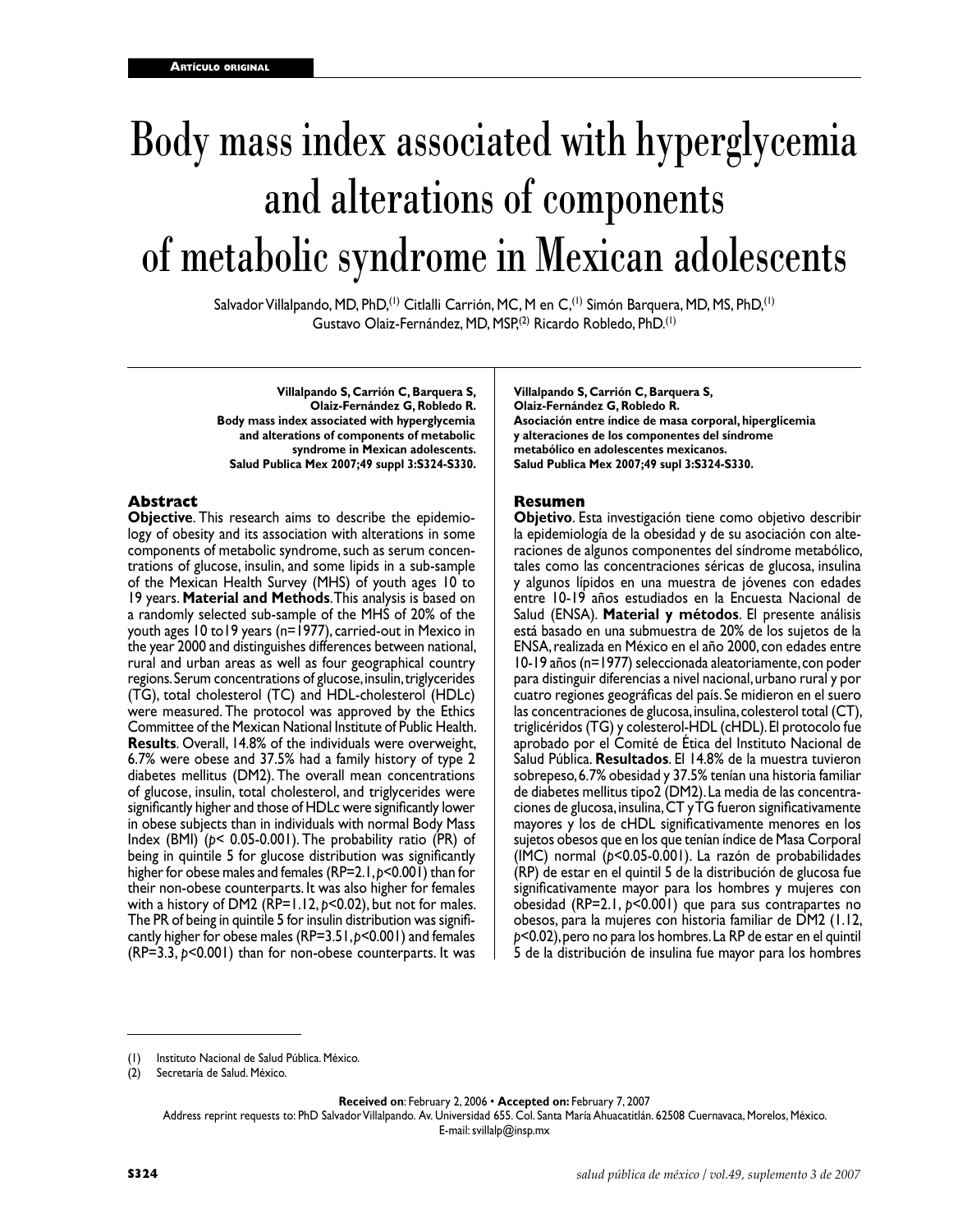Artículo original

# Body mass index associated with hyperglycemia and alterations of components of metabolic syndrome in Mexican adolescents

Salvador Villalpando, MD, PhD,[1] Citlalli Carrión, MC, M en C,[1] Simón Barquera, MD, MS, PhD,[1] Gustavo Olaiz-Fernández, MD, MSP,[2] Ricardo Robledo, PhD.[1]

**Villalpando S, Carrión C, Barquera S, Olaiz-Fernández G, Robledo R. Body mass index associated with hyperglycemia and alterations of components of metabolic syndrome in Mexican adolescents. Salud Publica Mex 2007;49 suppl 3:S324-S330.**

## Abstract

**Objective**. This research aims to describe the epidemiology of obesity and its association with alterations in some components of metabolic syndrome, such as serum concentrations of glucose, insulin, and some lipids in a sub-sample of the Mexican Health Survey (MHS) of youth ages 10 to 19 years. **Material and Methods**. This analysis is based on a randomly selected sub-sample of the MHS of 20% of the youth ages 10 to19 years (n=1977), carried-out in Mexico in the year 2000 and distinguishes differences between national, rural and urban areas as well as four geographical country regions. Serum concentrations of glucose, insulin, triglycerides (TG), total cholesterol (TC) and HDL-cholesterol (HDLc) were measured. The protocol was approved by the Ethics Committee of the Mexican National Institute of Public Health. **Results**. Overall, 14.8% of the individuals were overweight, 6.7% were obese and 37.5% had a family history of type 2 diabetes mellitus (DM2). The overall mean concentrations of glucose, insulin, total cholesterol, and triglycerides were significantly higher and those of HDLc were significantly lower in obese subjects than in individuals with normal Body Mass Index (BMI) ($p<$ 0.05-0.001). The probability ratio (PR) of being in quintile 5 for glucose distribution was significantly higher for obese males and females (RP=2.1, $p<0.001$) than for their non-obese counterparts. It was also higher for females with a history of DM2 (RP=1.12, $p<0.02$), but not for males. The PR of being in quintile 5 for insulin distribution was significantly higher for obese males (RP=3.51, $p<0.001$) and females (RP=3.3, $p<0.001$) than for non-obese counterparts. It was

**Villalpando S, Carrión C, Barquera S, Olaiz-Fernández G, Robledo R. Asociación entre índice de masa corporal, hiperglicemia y alteraciones de los componentes del síndrome metabólico en adolescentes mexicanos. Salud Publica Mex 2007;49 supl 3:S324-S330.**

## Resumen

**Objetivo**. Esta investigación tiene como objetivo describir la epidemiología de la obesidad y de su asociación con alteraciones de algunos componentes del síndrome metabólico, tales como las concentraciones séricas de glucosa, insulina y algunos lípidos en una muestra de jóvenes con edades entre 10-19 años estudiados en la Encuesta Nacional de Salud (ENSA). **Material y métodos**. El presente análisis está basado en una submuestra de 20% de los sujetos de la ENSA, realizada en México en el año 2000, con edades entre 10-19 años (n=1977) seleccionada aleatoriamente, con poder para distinguir diferencias a nivel nacional, urbano rural y por cuatro regiones geográficas del país. Se midieron en el suero las concentraciones de glucosa, insulina, colesterol total (CT), triglicéridos (TG) y colesterol-HDL (cHDL). El protocolo fue aprobado por el Comité de Ética del Instituto Nacional de Salud Pública. **Resultados**. El 14.8% de la muestra tuvieron sobrepeso, 6.7% obesidad y 37.5% tenían una historia familiar de diabetes mellitus tipo2 (DM2). La media de las concentraciones de glucosa, insulina, CT y TG fueron significativamente mayores y los de cHDL significativamente menores en los sujetos obesos que en los que tenían índice de Masa Corporal (IMC) normal ($p<$0.05-0.001). La razón de probabilidades (RP) de estar en el quintil 5 de la distribución de glucosa fue significativamente mayor para los hombres y mujeres con obesidad (RP=2.1, $p<0.001$) que para sus contrapartes no obesos, para la mujeres con historia familiar de DM2 (1.12, $p<0.02$), pero no para los hombres. La RP de estar en el quintil 5 de la distribución de insulina fue mayor para los hombres

(1) Instituto Nacional de Salud Pública. México.
(2) Secretaría de Salud. México.

**Received on**: February 2, 2006 • **Accepted on:** February 7, 2007

Address reprint requests to: PhD Salvador Villalpando. Av. Universidad 655. Col. Santa María Ahuacatitlán. 62508 Cuernavaca, Morelos, México.
E-mail: svillalp@insp.mx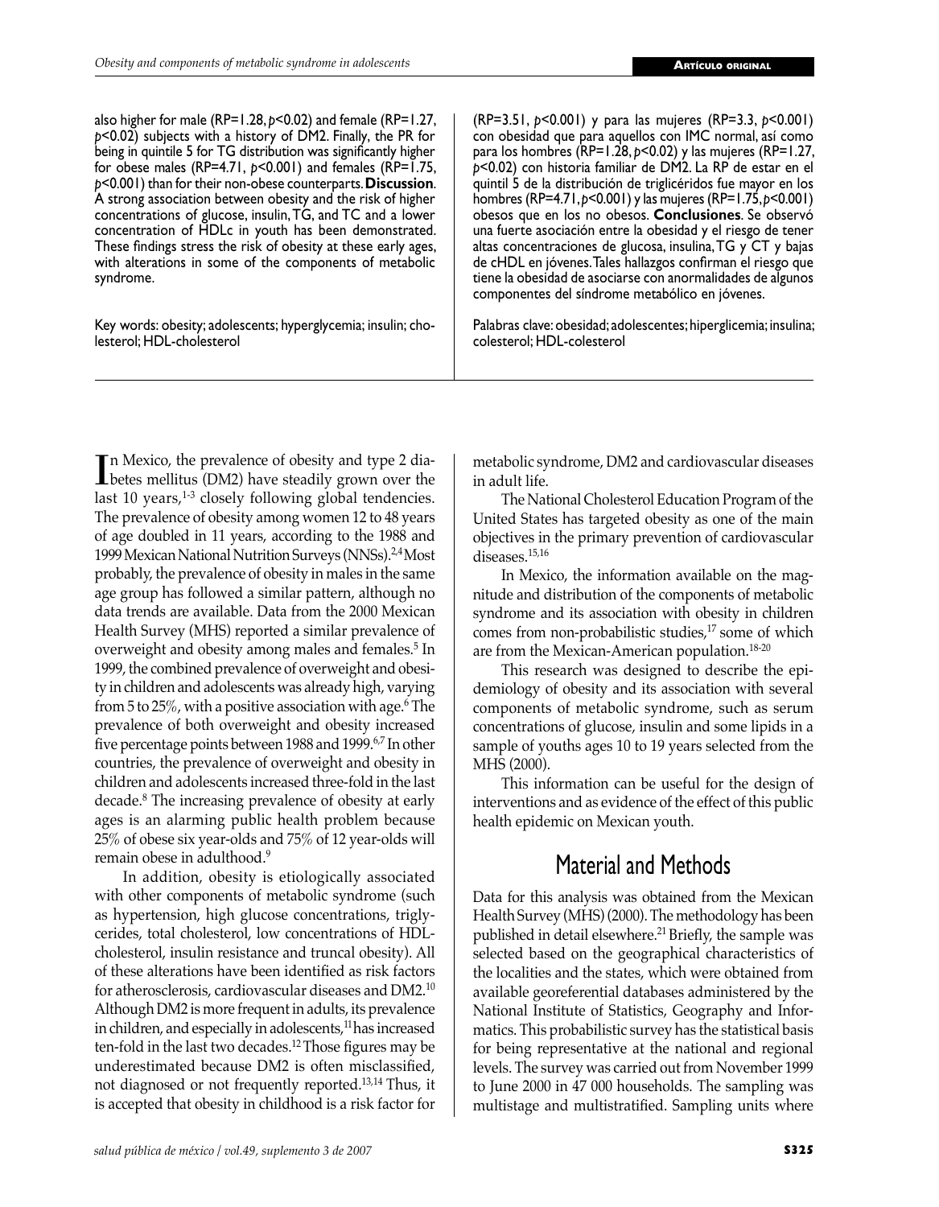also higher for male (RP=1.28, $p<0.02$) and female (RP=1.27, $p<0.02$) subjects with a history of DM2. Finally, the PR for being in quintile 5 for TG distribution was significantly higher for obese males (RP=4.71, $p<0.001$) and females (RP=1.75, $p<0.001$) than for their non-obese counterparts. **Discussion**. A strong association between obesity and the risk of higher concentrations of glucose, insulin, TG, and TC and a lower concentration of HDLc in youth has been demonstrated. These findings stress the risk of obesity at these early ages, with alterations in some of the components of metabolic syndrome.

Key words: obesity; adolescents; hyperglycemia; insulin; cholesterol; HDL-cholesterol

(RP=3.51, $p<0.001$) y para las mujeres (RP=3.3, $p<0.001$) con obesidad que para aquellos con IMC normal, así como para los hombres (RP=1.28, $p<0.02$) y las mujeres (RP=1.27, $p<0.02$) con historia familiar de DM2. La RP de estar en el quintil 5 de la distribución de triglicéridos fue mayor en los hombres (RP=4.71, $p<0.001$) y las mujeres (RP=1.75, $p<0.001$) obesos que en los no obesos. **Conclusiones**. Se observó una fuerte asociación entre la obesidad y el riesgo de tener altas concentraciones de glucosa, insulina, TG y CT y bajas de cHDL en jóvenes. Tales hallazgos confirman el riesgo que tiene la obesidad de asociarse con anormalidades de algunos componentes del síndrome metabólico en jóvenes.

Palabras clave: obesidad; adolescentes; hiperglicemia; insulina; colesterol; HDL-colesterol

In Mexico, the prevalence of obesity and type 2 diabetes mellitus (DM2) have steadily grown over the last 10 years,[1-3] closely following global tendencies. The prevalence of obesity among women 12 to 48 years of age doubled in 11 years, according to the 1988 and 1999 Mexican National Nutrition Surveys (NNSs).[2,4] Most probably, the prevalence of obesity in males in the same age group has followed a similar pattern, although no data trends are available. Data from the 2000 Mexican Health Survey (MHS) reported a similar prevalence of overweight and obesity among males and females.[5] In 1999, the combined prevalence of overweight and obesity in children and adolescents was already high, varying from 5 to 25%, with a positive association with age.[6] The prevalence of both overweight and obesity increased five percentage points between 1988 and 1999.[6,7] In other countries, the prevalence of overweight and obesity in children and adolescents increased three-fold in the last decade.[8] The increasing prevalence of obesity at early ages is an alarming public health problem because 25% of obese six year-olds and 75% of 12 year-olds will remain obese in adulthood.[9]

In addition, obesity is etiologically associated with other components of metabolic syndrome (such as hypertension, high glucose concentrations, triglycerides, total cholesterol, low concentrations of HDL-cholesterol, insulin resistance and truncal obesity). All of these alterations have been identified as risk factors for atherosclerosis, cardiovascular diseases and DM2.[10] Although DM2 is more frequent in adults, its prevalence in children, and especially in adolescents,[11] has increased ten-fold in the last two decades.[12] Those figures may be underestimated because DM2 is often misclassified, not diagnosed or not frequently reported.[13,14] Thus, it is accepted that obesity in childhood is a risk factor for metabolic syndrome, DM2 and cardiovascular diseases in adult life.

The National Cholesterol Education Program of the United States has targeted obesity as one of the main objectives in the primary prevention of cardiovascular diseases.[15,16]

In Mexico, the information available on the magnitude and distribution of the components of metabolic syndrome and its association with obesity in children comes from non-probabilistic studies,[17] some of which are from the Mexican-American population.[18-20]

This research was designed to describe the epidemiology of obesity and its association with several components of metabolic syndrome, such as serum concentrations of glucose, insulin and some lipids in a sample of youths ages 10 to 19 years selected from the MHS (2000).

This information can be useful for the design of interventions and as evidence of the effect of this public health epidemic on Mexican youth.

## Material and Methods

Data for this analysis was obtained from the Mexican Health Survey (MHS) (2000). The methodology has been published in detail elsewhere.[21] Briefly, the sample was selected based on the geographical characteristics of the localities and the states, which were obtained from available georeferential databases administered by the National Institute of Statistics, Geography and Informatics. This probabilistic survey has the statistical basis for being representative at the national and regional levels. The survey was carried out from November 1999 to June 2000 in 47 000 households. The sampling was multistage and multistratified. Sampling units where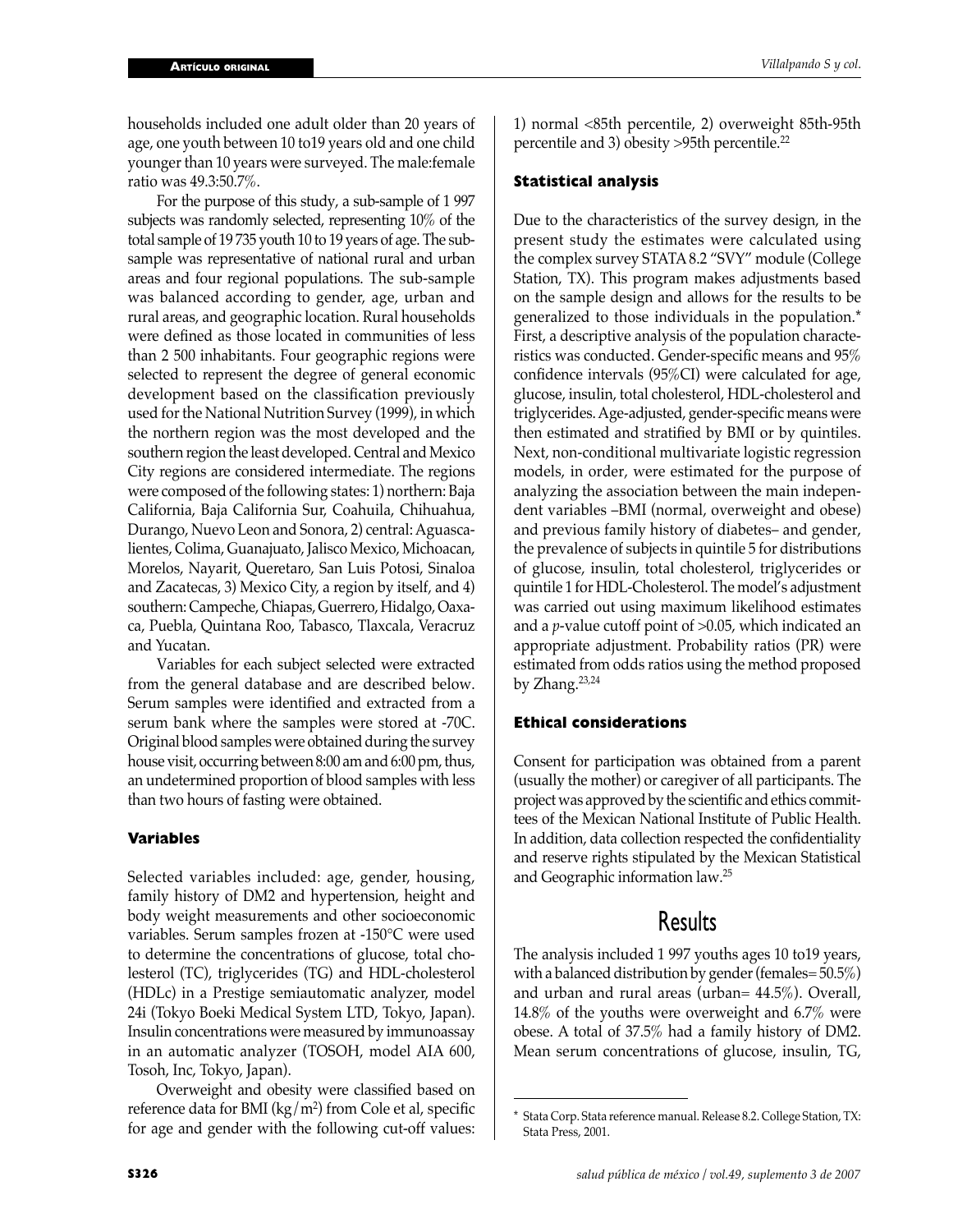households included one adult older than 20 years of age, one youth between 10 to19 years old and one child younger than 10 years were surveyed. The male:female ratio was 49.3:50.7%.

For the purpose of this study, a sub-sample of 1 997 subjects was randomly selected, representing 10% of the total sample of 19 735 youth 10 to 19 years of age. The sub-sample was representative of national rural and urban areas and four regional populations. The sub-sample was balanced according to gender, age, urban and rural areas, and geographic location. Rural households were defined as those located in communities of less than 2 500 inhabitants. Four geographic regions were selected to represent the degree of general economic development based on the classification previously used for the National Nutrition Survey (1999), in which the northern region was the most developed and the southern region the least developed. Central and Mexico City regions are considered intermediate. The regions were composed of the following states: 1) northern: Baja California, Baja California Sur, Coahuila, Chihuahua, Durango, Nuevo Leon and Sonora, 2) central: Aguascalientes, Colima, Guanajuato, Jalisco Mexico, Michoacan, Morelos, Nayarit, Queretaro, San Luis Potosi, Sinaloa and Zacatecas, 3) Mexico City, a region by itself, and 4) southern: Campeche, Chiapas, Guerrero, Hidalgo, Oaxaca, Puebla, Quintana Roo, Tabasco, Tlaxcala, Veracruz and Yucatan.

Variables for each subject selected were extracted from the general database and are described below. Serum samples were identified and extracted from a serum bank where the samples were stored at -70C. Original blood samples were obtained during the survey house visit, occurring between 8:00 am and 6:00 pm, thus, an undetermined proportion of blood samples with less than two hours of fasting were obtained.

### Variables

Selected variables included: age, gender, housing, family history of DM2 and hypertension, height and body weight measurements and other socioeconomic variables. Serum samples frozen at -150°C were used to determine the concentrations of glucose, total cholesterol (TC), triglycerides (TG) and HDL-cholesterol (HDLc) in a Prestige semiautomatic analyzer, model 24i (Tokyo Boeki Medical System LTD, Tokyo, Japan). Insulin concentrations were measured by immunoassay in an automatic analyzer (TOSOH, model AIA 600, Tosoh, Inc, Tokyo, Japan).

Overweight and obesity were classified based on reference data for BMI ($kg/m^2$) from Cole et al, specific for age and gender with the following cut-off values: 1) normal <85th percentile, 2) overweight 85th-95th percentile and 3) obesity >95th percentile.[22]

### Statistical analysis

Due to the characteristics of the survey design, in the present study the estimates were calculated using the complex survey STATA 8.2 "SVY" module (College Station, TX). This program makes adjustments based on the sample design and allows for the results to be generalized to those individuals in the population.* First, a descriptive analysis of the population characteristics was conducted. Gender-specific means and 95% confidence intervals (95%CI) were calculated for age, glucose, insulin, total cholesterol, HDL-cholesterol and triglycerides. Age-adjusted, gender-specific means were then estimated and stratified by BMI or by quintiles. Next, non-conditional multivariate logistic regression models, in order, were estimated for the purpose of analyzing the association between the main independent variables –BMI (normal, overweight and obese) and previous family history of diabetes– and gender, the prevalence of subjects in quintile 5 for distributions of glucose, insulin, total cholesterol, triglycerides or quintile 1 for HDL-Cholesterol. The model's adjustment was carried out using maximum likelihood estimates and a *p*-value cutoff point of >0.05, which indicated an appropriate adjustment. Probability ratios (PR) were estimated from odds ratios using the method proposed by Zhang.[23,24]

### Ethical considerations

Consent for participation was obtained from a parent (usually the mother) or caregiver of all participants. The project was approved by the scientific and ethics committees of the Mexican National Institute of Public Health. In addition, data collection respected the confidentiality and reserve rights stipulated by the Mexican Statistical and Geographic information law.[25]

## Results

The analysis included 1 997 youths ages 10 to19 years, with a balanced distribution by gender (females= 50.5%) and urban and rural areas (urban= 44.5%). Overall, 14.8% of the youths were overweight and 6.7% were obese. A total of 37.5% had a family history of DM2. Mean serum concentrations of glucose, insulin, TG,

* Stata Corp. Stata reference manual. Release 8.2. College Station, TX: Stata Press, 2001.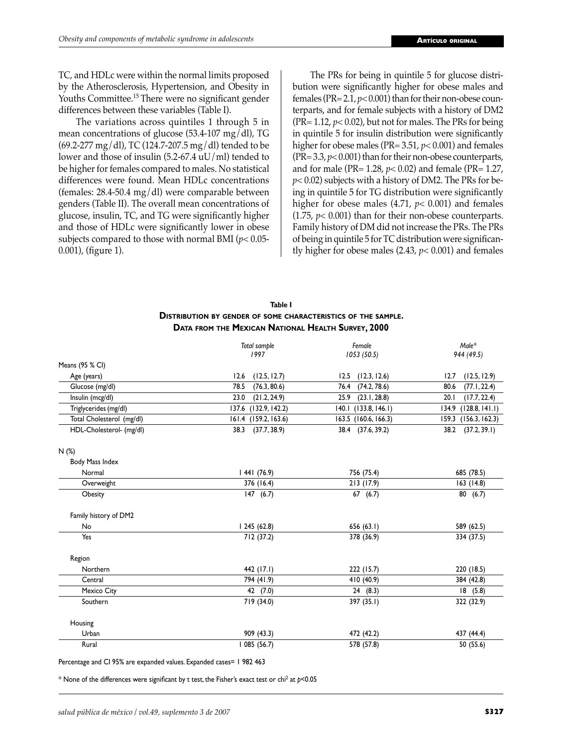TC, and HDLc were within the normal limits proposed by the Atherosclerosis, Hypertension, and Obesity in Youths Committee.[15] There were no significant gender differences between these variables (Table I).

The variations across quintiles 1 through 5 in mean concentrations of glucose (53.4-107 mg/dl), TG (69.2-277 mg/dl), TC (124.7-207.5 mg/dl) tended to be lower and those of insulin (5.2-67.4 uU/ml) tended to be higher for females compared to males. No statistical differences were found. Mean HDLc concentrations (females: 28.4-50.4 mg/dl) were comparable between genders (Table II). The overall mean concentrations of glucose, insulin, TC, and TG were significantly higher and those of HDLc were significantly lower in obese subjects compared to those with normal BMI ($p$< 0.05-0.001), (figure 1).

The PRs for being in quintile 5 for glucose distribution were significantly higher for obese males and females (PR= 2.1, $p$< 0.001) than for their non-obese counterparts, and for female subjects with a history of DM2 (PR= 1.12, $p$< 0.02), but not for males. The PRs for being in quintile 5 for insulin distribution were significantly higher for obese males (PR= 3.51, $p$< 0.001) and females (PR= 3.3, $p$< 0.001) than for their non-obese counterparts, and for male (PR= 1.28, $p$< 0.02) and female (PR= 1.27, $p$< 0.02) subjects with a history of DM2. The PRs for being in quintile 5 for TG distribution were significantly higher for obese males (4.71, $p$< 0.001) and females (1.75, $p$< 0.001) than for their non-obese counterparts. Family history of DM did not increase the PRs. The PRs of being in quintile 5 for TC distribution were significantly higher for obese males (2.43, $p$< 0.001) and females

**Table I**
**Distribution by gender of some characteristics of the sample. Data from the Mexican National Health Survey, 2000**

| | *Total sample* *1997* | *Female* *1053 (50.5)* | *Male\** *944 (49.5)* |
|---|---|---|---|
| Means (95 % CI) | | | |
| Age (years) | 12.6 (12.5, 12.7) | 12.5 (12.3, 12.6) | 12.7 (12.5, 12.9) |
| Glucose (mg/dl) | 78.5 (76.3, 80.6) | 76.4 (74.2, 78.6) | 80.6 (77.1, 22.4) |
| Insulin (mcg/dl) | 23.0 (21.2, 24.9) | 25.9 (23.1, 28.8) | 20.1 (17.7, 22.4) |
| Triglycerides (mg/dl) | 137.6 (132.9, 142.2) | 140.1 (133.8, 146.1) | 134.9 (128.8, 141.1) |
| Total Cholesterol (mg/dl) | 161.4 (159.2, 163.6) | 163.5 (160.6, 166.3) | 159.3 (156.3, 162.3) |
| HDL-Cholesterol- (mg/dl) | 38.3 (37.7, 38.9) | 38.4 (37.6, 39.2) | 38.2 (37.2, 39.1) |
| N (%) | | | |
| Body Mass Index | | | |
| Normal | 1 441 (76.9) | 756 (75.4) | 685 (78.5) |
| Overweight | 376 (16.4) | 213 (17.9) | 163 (14.8) |
| Obesity | 147 (6.7) | 67 (6.7) | 80 (6.7) |
| Family history of DM2 | | | |
| No | 1 245 (62.8) | 656 (63.1) | 589 (62.5) |
| Yes | 712 (37.2) | 378 (36.9) | 334 (37.5) |
| Region | | | |
| Northern | 442 (17.1) | 222 (15.7) | 220 (18.5) |
| Central | 794 (41.9) | 410 (40.9) | 384 (42.8) |
| Mexico City | 42 (7.0) | 24 (8.3) | 18 (5.8) |
| Southern | 719 (34.0) | 397 (35.1) | 322 (32.9) |
| Housing | | | |
| Urban | 909 (43.3) | 472 (42.2) | 437 (44.4) |
| Rural | 1 085 (56.7) | 578 (57.8) | 50 (55.6) |

Percentage and CI 95% are expanded values. Expanded cases= 1 982 463

\* None of the differences were significant by t test, the Fisher's exact test or chi$^2$ at $p$<0.05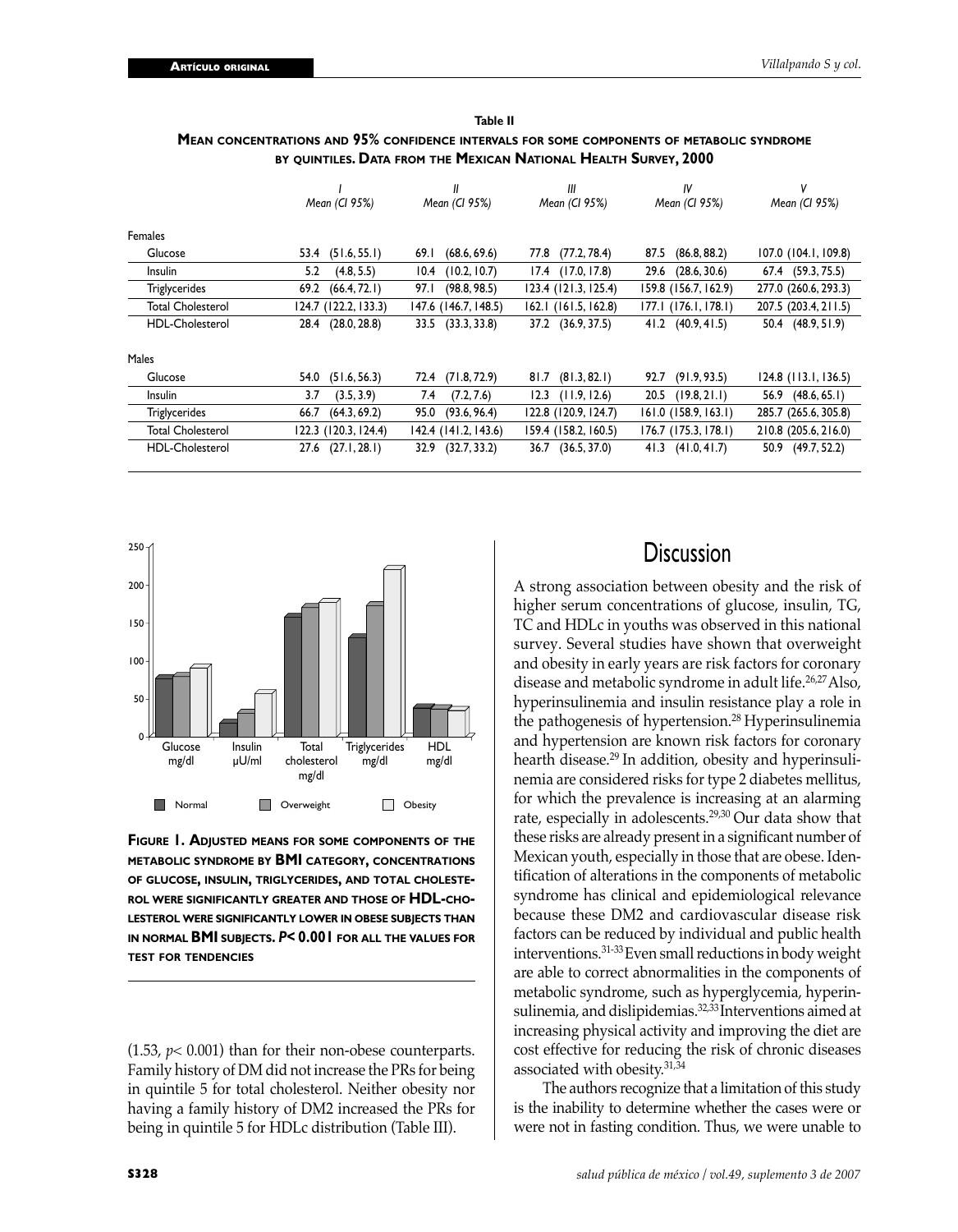**Table II**

**Mean concentrations and 95% confidence intervals for some components of metabolic syndrome by quintiles. Data from the Mexican National Health Survey, 2000**

| | *I* Mean (CI 95%) | *II* Mean (CI 95%) | *III* Mean (CI 95%) | *IV* Mean (CI 95%) | *V* Mean (CI 95%) |
|---|---|---|---|---|---|
| Females | | | | | |
| Glucose | 53.4 (51.6, 55.1) | 69.1 (68.6, 69.6) | 77.8 (77.2, 78.4) | 87.5 (86.8, 88.2) | 107.0 (104.1, 109.8) |
| Insulin | 5.2 (4.8, 5.5) | 10.4 (10.2, 10.7) | 17.4 (17.0, 17.8) | 29.6 (28.6, 30.6) | 67.4 (59.3, 75.5) |
| Triglycerides | 69.2 (66.4, 72.1) | 97.1 (98.8, 98.5) | 123.4 (121.3, 125.4) | 159.8 (156.7, 162.9) | 277.0 (260.6, 293.3) |
| Total Cholesterol | 124.7 (122.2, 133.3) | 147.6 (146.7, 148.5) | 162.1 (161.5, 162.8) | 177.1 (176.1, 178.1) | 207.5 (203.4, 211.5) |
| HDL-Cholesterol | 28.4 (28.0, 28.8) | 33.5 (33.3, 33.8) | 37.2 (36.9, 37.5) | 41.2 (40.9, 41.5) | 50.4 (48.9, 51.9) |
| Males | | | | | |
| Glucose | 54.0 (51.6, 56.3) | 72.4 (71.8, 72.9) | 81.7 (81.3, 82.1) | 92.7 (91.9, 93.5) | 124.8 (113.1, 136.5) |
| Insulin | 3.7 (3.5, 3.9) | 7.4 (7.2, 7.6) | 12.3 (11.9, 12.6) | 20.5 (19.8, 21.1) | 56.9 (48.6, 65.1) |
| Triglycerides | 66.7 (64.3, 69.2) | 95.0 (93.6, 96.4) | 122.8 (120.9, 124.7) | 161.0 (158.9, 163.1) | 285.7 (265.6, 305.8) |
| Total Cholesterol | 122.3 (120.3, 124.4) | 142.4 (141.2, 143.6) | 159.4 (158.2, 160.5) | 176.7 (175.3, 178.1) | 210.8 (205.6, 216.0) |
| HDL-Cholesterol | 27.6 (27.1, 28.1) | 32.9 (32.7, 33.2) | 36.7 (36.5, 37.0) | 41.3 (41.0, 41.7) | 50.9 (49.7, 52.2) |

**Figure 1. Adjusted means for some components of the metabolic syndrome by BMI category, concentrations of glucose, insulin, triglycerides, and total cholesterol were significantly greater and those of HDL-cholesterol were significantly lower in obese subjects than in normal BMI subjects. *P*< 0.001 for all the values for test for tendencies**

(1.53, $p < 0.001$) than for their non-obese counterparts. Family history of DM did not increase the PRs for being in quintile 5 for total cholesterol. Neither obesity nor having a family history of DM2 increased the PRs for being in quintile 5 for HDLc distribution (Table III).

# Discussion

A strong association between obesity and the risk of higher serum concentrations of glucose, insulin, TG, TC and HDLc in youths was observed in this national survey. Several studies have shown that overweight and obesity in early years are risk factors for coronary disease and metabolic syndrome in adult life.[26,27] Also, hyperinsulinemia and insulin resistance play a role in the pathogenesis of hypertension.[28] Hyperinsulinemia and hypertension are known risk factors for coronary hearth disease.[29] In addition, obesity and hyperinsulinemia are considered risks for type 2 diabetes mellitus, for which the prevalence is increasing at an alarming rate, especially in adolescents.[29,30] Our data show that these risks are already present in a significant number of Mexican youth, especially in those that are obese. Identification of alterations in the components of metabolic syndrome has clinical and epidemiological relevance because these DM2 and cardiovascular disease risk factors can be reduced by individual and public health interventions.[31-33] Even small reductions in body weight are able to correct abnormalities in the components of metabolic syndrome, such as hyperglycemia, hyperinsulinemia, and dislipidemias.[32,33] Interventions aimed at increasing physical activity and improving the diet are cost effective for reducing the risk of chronic diseases associated with obesity.[31,34]

The authors recognize that a limitation of this study is the inability to determine whether the cases were or were not in fasting condition. Thus, we were unable to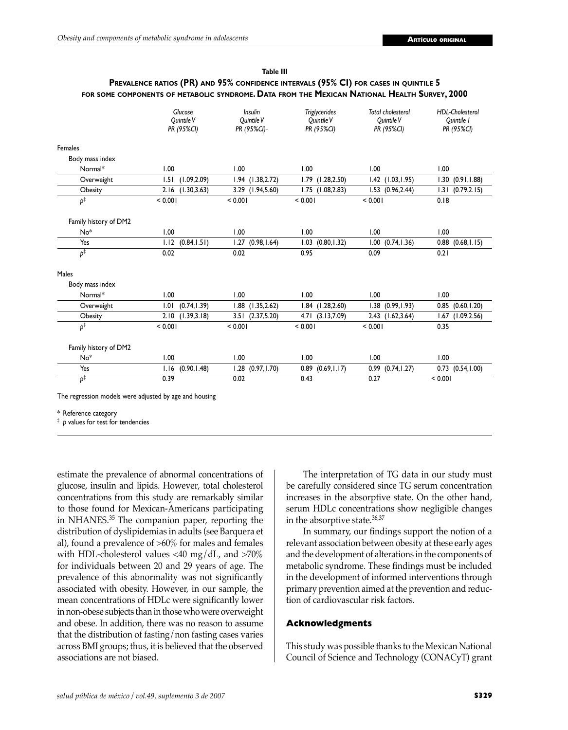**Table III**

**Prevalence ratios (PR) and 95% confidence intervals (95% CI) for cases in quintile 5 for some components of metabolic syndrome. Data from the Mexican National Health Survey, 2000**

| | *Glucose Quintile V PR (95%CI)* | *Insulin Quintile V PR (95%CI)* | *Triglycerides Quintile V PR (95%CI)* | *Total cholesterol Quintile V PR (95%CI)* | *HDL-Cholesterol Quintile I PR (95%CI)* |
|---|---|---|---|---|---|
| Females | | | | | |
| Body mass index | | | | | |
| Normal* | 1.00 | 1.00 | 1.00 | 1.00 | 1.00 |
| Overweight | 1.51 (1.09,2.09) | 1.94 (1.38,2.72) | 1.79 (1.28,2.50) | 1.42 (1.03,1.95) | 1.30 (0.91,1.88) |
| Obesity | 2.16 (1.30,3.63) | 3.29 (1.94,5.60) | 1.75 (1.08,2.83) | 1.53 (0.96,2.44) | 1.31 (0.79,2.15) |
| *p*‡ | < 0.001 | < 0.001 | < 0.001 | < 0.001 | 0.18 |
| Family history of DM2 | | | | | |
| No* | 1.00 | 1.00 | 1.00 | 1.00 | 1.00 |
| Yes | 1.12 (0.84,1.51) | 1.27 (0.98,1.64) | 1.03 (0.80,1.32) | 1.00 (0.74,1.36) | 0.88 (0.68,1.15) |
| *p*‡ | 0.02 | 0.02 | 0.95 | 0.09 | 0.21 |
| Males | | | | | |
| Body mass index | | | | | |
| Normal* | 1.00 | 1.00 | 1.00 | 1.00 | 1.00 |
| Overweight | 1.01 (0.74,1.39) | 1.88 (1.35,2.62) | 1.84 (1.28,2.60) | 1.38 (0.99,1.93) | 0.85 (0.60,1.20) |
| Obesity | 2.10 (1.39,3.18) | 3.51 (2.37,5.20) | 4.71 (3.13,7.09) | 2.43 (1.62,3.64) | 1.67 (1.09,2.56) |
| *p*‡ | < 0.001 | < 0.001 | < 0.001 | < 0.001 | 0.35 |
| Family history of DM2 | | | | | |
| No* | 1.00 | 1.00 | 1.00 | 1.00 | 1.00 |
| Yes | 1.16 (0.90,1.48) | 1.28 (0.97,1.70) | 0.89 (0.69,1.17) | 0.99 (0.74,1.27) | 0.73 (0.54,1.00) |
| *p*‡ | 0.39 | 0.02 | 0.43 | 0.27 | < 0.001 |

The regression models were adjusted by age and housing

\* Reference category

‡ *p* values for test for tendencies

estimate the prevalence of abnormal concentrations of glucose, insulin and lipids. However, total cholesterol concentrations from this study are remarkably similar to those found for Mexican-Americans participating in NHANES.[35] The companion paper, reporting the distribution of dyslipidemias in adults (see Barquera et al), found a prevalence of >60% for males and females with HDL-cholesterol values <40 mg/dL, and >70% for individuals between 20 and 29 years of age. The prevalence of this abnormality was not significantly associated with obesity. However, in our sample, the mean concentrations of HDLc were significantly lower in non-obese subjects than in those who were overweight and obese. In addition, there was no reason to assume that the distribution of fasting/non fasting cases varies across BMI groups; thus, it is believed that the observed associations are not biased.

The interpretation of TG data in our study must be carefully considered since TG serum concentration increases in the absorptive state. On the other hand, serum HDLc concentrations show negligible changes in the absorptive state.[36,37]

In summary, our findings support the notion of a relevant association between obesity at these early ages and the development of alterations in the components of metabolic syndrome. These findings must be included in the development of informed interventions through primary prevention aimed at the prevention and reduction of cardiovascular risk factors.

## Acknowledgments

This study was possible thanks to the Mexican National Council of Science and Technology (CONACyT) grant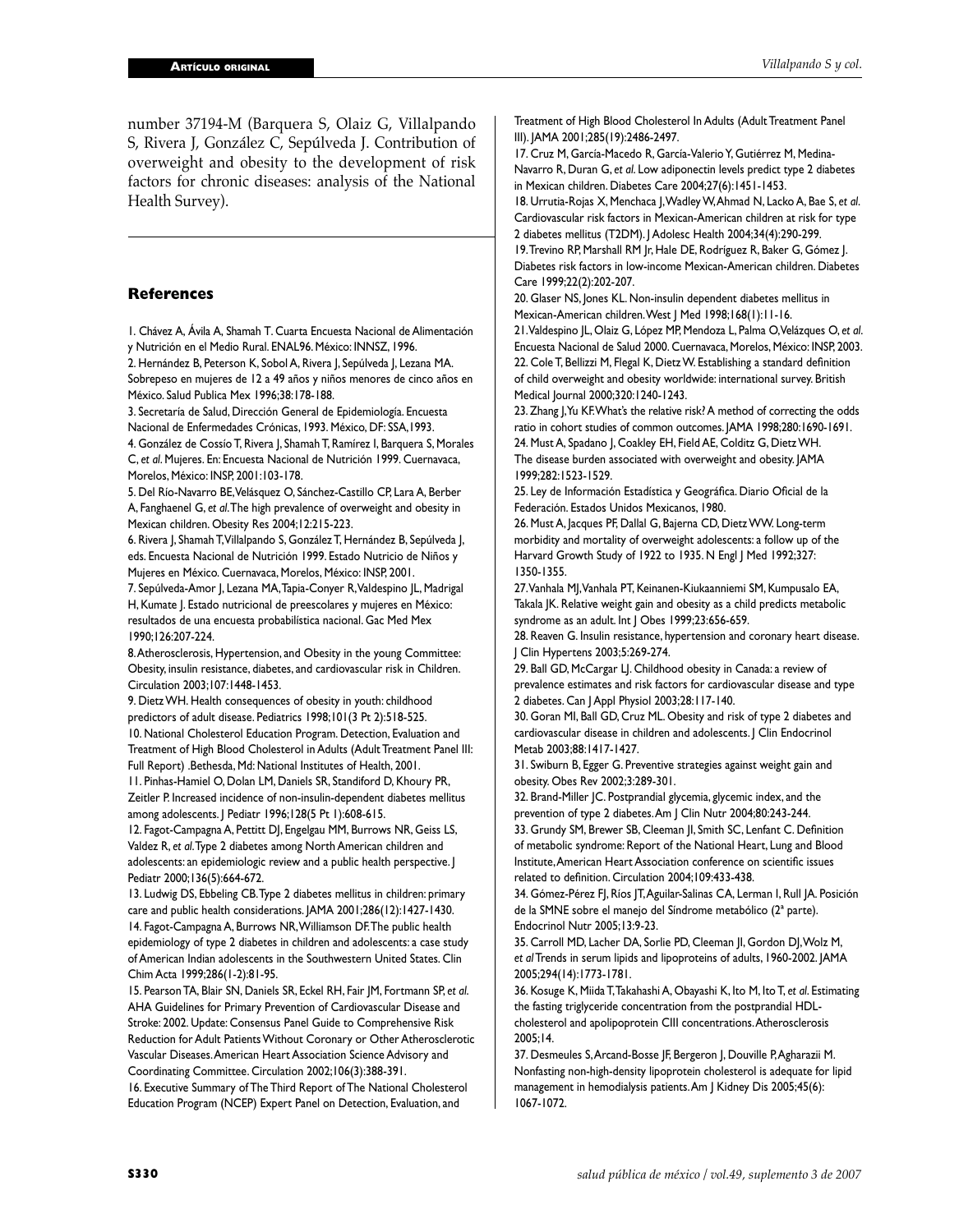number 37194-M (Barquera S, Olaiz G, Villalpando S, Rivera J, González C, Sepúlveda J. Contribution of overweight and obesity to the development of risk factors for chronic diseases: analysis of the National Health Survey).

## References

1. Chávez A, Ávila A, Shamah T. Cuarta Encuesta Nacional de Alimentación y Nutrición en el Medio Rural. ENAL96. México: INNSZ, 1996.
2. Hernández B, Peterson K, Sobol A, Rivera J, Sepúlveda J, Lezana MA. Sobrepeso en mujeres de 12 a 49 años y niños menores de cinco años en México. Salud Publica Mex 1996;38:178-188.
3. Secretaría de Salud, Dirección General de Epidemiología. Encuesta Nacional de Enfermedades Crónicas, 1993. México, DF: SSA,1993.
4. González de Cossío T, Rivera J, Shamah T, Ramírez I, Barquera S, Morales C, *et al*. Mujeres. En: Encuesta Nacional de Nutrición 1999. Cuernavaca, Morelos, México: INSP, 2001:103-178.
5. Del Río-Navarro BE, Velásquez O, Sánchez-Castillo CP, Lara A, Berber A, Fanghaenel G, *et al*. The high prevalence of overweight and obesity in Mexican children. Obesity Res 2004;12:215-223.
6. Rivera J, Shamah T, Villalpando S, González T, Hernández B, Sepúlveda J, eds. Encuesta Nacional de Nutrición 1999. Estado Nutricio de Niños y Mujeres en México. Cuernavaca, Morelos, México: INSP, 2001.
7. Sepúlveda-Amor J, Lezana MA, Tapia-Conyer R, Valdespino JL, Madrigal H, Kumate J. Estado nutricional de preescolares y mujeres en México: resultados de una encuesta probabilística nacional. Gac Med Mex 1990;126:207-224.
8. Atherosclerosis, Hypertension, and Obesity in the young Committee: Obesity, insulin resistance, diabetes, and cardiovascular risk in Children. Circulation 2003;107:1448-1453.
9. Dietz WH. Health consequences of obesity in youth: childhood predictors of adult disease. Pediatrics 1998;101(3 Pt 2):518-525.
10. National Cholesterol Education Program. Detection, Evaluation and Treatment of High Blood Cholesterol in Adults (Adult Treatment Panel III: Full Report) .Bethesda, Md: National Institutes of Health, 2001.
11. Pinhas-Hamiel O, Dolan LM, Daniels SR, Standiford D, Khoury PR, Zeitler P. Increased incidence of non-insulin-dependent diabetes mellitus among adolescents. J Pediatr 1996;128(5 Pt 1):608-615.
12. Fagot-Campagna A, Pettitt DJ, Engelgau MM, Burrows NR, Geiss LS, Valdez R, *et al*. Type 2 diabetes among North American children and adolescents: an epidemiologic review and a public health perspective. J Pediatr 2000;136(5):664-672.
13. Ludwig DS, Ebbeling CB. Type 2 diabetes mellitus in children: primary care and public health considerations. JAMA 2001;286(12):1427-1430.
14. Fagot-Campagna A, Burrows NR, Williamson DF. The public health epidemiology of type 2 diabetes in children and adolescents: a case study of American Indian adolescents in the Southwestern United States. Clin Chim Acta 1999;286(1-2):81-95.
15. Pearson TA, Blair SN, Daniels SR, Eckel RH, Fair JM, Fortmann SP, *et al*. AHA Guidelines for Primary Prevention of Cardiovascular Disease and Stroke: 2002. Update: Consensus Panel Guide to Comprehensive Risk Reduction for Adult Patients Without Coronary or Other Atherosclerotic Vascular Diseases. American Heart Association Science Advisory and Coordinating Committee. Circulation 2002;106(3):388-391.
16. Executive Summary of The Third Report of The National Cholesterol Education Program (NCEP) Expert Panel on Detection, Evaluation, and Treatment of High Blood Cholesterol In Adults (Adult Treatment Panel III). JAMA 2001;285(19):2486-2497.
17. Cruz M, García-Macedo R, García-Valerio Y, Gutiérrez M, Medina-Navarro R, Duran G, *et al*. Low adiponectin levels predict type 2 diabetes in Mexican children. Diabetes Care 2004;27(6):1451-1453.
18. Urrutia-Rojas X, Menchaca J, Wadley W, Ahmad N, Lacko A, Bae S, *et al*. Cardiovascular risk factors in Mexican-American children at risk for type 2 diabetes mellitus (T2DM). J Adolesc Health 2004;34(4):290-299.
19. Trevino RP, Marshall RM Jr, Hale DE, Rodriguez R, Baker G, Gómez J. Diabetes risk factors in low-income Mexican-American children. Diabetes Care 1999;22(2):202-207.
20. Glaser NS, Jones KL. Non-insulin dependent diabetes mellitus in Mexican-American children. West J Med 1998;168(1):11-16.
21. Valdespino JL, Olaiz G, López MP, Mendoza L, Palma O, Velázques O, *et al*. Encuesta Nacional de Salud 2000. Cuernavaca, Morelos, México: INSP, 2003.
22. Cole T, Bellizzi M, Flegal K, Dietz W. Establishing a standard definition of child overweight and obesity worldwide: international survey. British Medical Journal 2000;320:1240-1243.
23. Zhang J, Yu KF. What's the relative risk? A method of correcting the odds ratio in cohort studies of common outcomes. JAMA 1998;280:1690-1691.
24. Must A, Spadano J, Coakley EH, Field AE, Colditz G, Dietz WH. The disease burden associated with overweight and obesity. JAMA 1999;282:1523-1529.
25. Ley de Información Estadística y Geográfica. Diario Oficial de la Federación. Estados Unidos Mexicanos, 1980.
26. Must A, Jacques PF, Dallal G, Bajerna CD, Dietz WW. Long-term morbidity and mortality of overweight adolescents: a follow up of the Harvard Growth Study of 1922 to 1935. N Engl J Med 1992;327: 1350-1355.
27. Vanhala MJ, Vanhala PT, Keinanen-Kiukaanniemi SM, Kumpusalo EA, Takala JK. Relative weight gain and obesity as a child predicts metabolic syndrome as an adult. Int J Obes 1999;23:656-659.
28. Reaven G. Insulin resistance, hypertension and coronary heart disease. J Clin Hypertens 2003;5:269-274.
29. Ball GD, McCargar LJ. Childhood obesity in Canada: a review of prevalence estimates and risk factors for cardiovascular disease and type 2 diabetes. Can J Appl Physiol 2003;28:117-140.
30. Goran MI, Ball GD, Cruz ML. Obesity and risk of type 2 diabetes and cardiovascular disease in children and adolescents. J Clin Endocrinol Metab 2003;88:1417-1427.
31. Swiburn B, Egger G. Preventive strategies against weight gain and obesity. Obes Rev 2002;3:289-301.
32. Brand-Miller JC. Postprandial glycemia, glycemic index, and the prevention of type 2 diabetes. Am J Clin Nutr 2004;80:243-244.
33. Grundy SM, Brewer SB, Cleeman JI, Smith SC, Lenfant C. Definition of metabolic syndrome: Report of the National Heart, Lung and Blood Institute, American Heart Association conference on scientific issues related to definition. Circulation 2004;109:433-438.
34. Gómez-Pérez FJ, Rios JT, Aguilar-Salinas CA, Lerman I, Rull JA. Posición de la SMNE sobre el manejo del Síndrome metabólico (2ª parte). Endocrinol Nutr 2005;13:9-23.
35. Carroll MD, Lacher DA, Sorlie PD, Cleeman JI, Gordon DJ, Wolz M, *et al* Trends in serum lipids and lipoproteins of adults, 1960-2002. JAMA 2005;294(14):1773-1781.
36. Kosuge K, Miida T, Takahashi A, Obayashi K, Ito M, Ito T, *et al*. Estimating the fasting triglyceride concentration from the postprandial HDL-cholesterol and apolipoprotein CIII concentrations. Atherosclerosis 2005;14.
37. Desmeules S, Arcand-Bosse JF, Bergeron J, Douville P, Agharazii M. Nonfasting non-high-density lipoprotein cholesterol is adequate for lipid management in hemodialysis patients. Am J Kidney Dis 2005;45(6): 1067-1072.